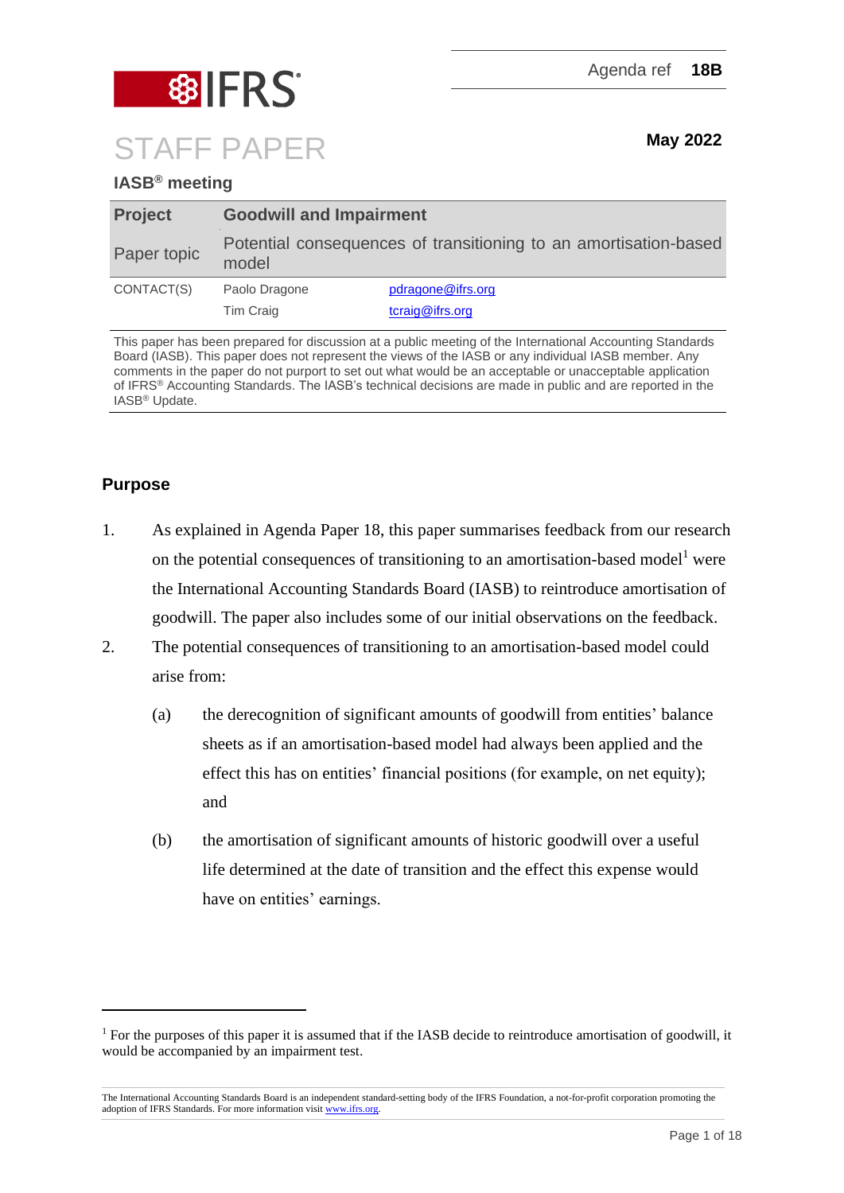Agenda ref **18B**

# STAFF PAPER

**May 2022**

**IASB® meeting**

| **Project** | **Goodwill and Impairment** | |
|---|---|---|
| Paper topic | Potential consequences of transitioning to an amortisation-based model | |
| CONTACT(S) | Paolo Dragone | pdragone@ifrs.org |
| | Tim Craig | tcraig@ifrs.org |

This paper has been prepared for discussion at a public meeting of the International Accounting Standards Board (IASB). This paper does not represent the views of the IASB or any individual IASB member. Any comments in the paper do not purport to set out what would be an acceptable or unacceptable application of IFRS® Accounting Standards. The IASB's technical decisions are made in public and are reported in the IASB® Update.

## Purpose

1. As explained in Agenda Paper 18, this paper summarises feedback from our research on the potential consequences of transitioning to an amortisation-based model[1] were the International Accounting Standards Board (IASB) to reintroduce amortisation of goodwill. The paper also includes some of our initial observations on the feedback.

2. The potential consequences of transitioning to an amortisation-based model could arise from:

   (a) the derecognition of significant amounts of goodwill from entities' balance sheets as if an amortisation-based model had always been applied and the effect this has on entities' financial positions (for example, on net equity); and

   (b) the amortisation of significant amounts of historic goodwill over a useful life determined at the date of transition and the effect this expense would have on entities' earnings.

---

[1] For the purposes of this paper it is assumed that if the IASB decide to reintroduce amortisation of goodwill, it would be accompanied by an impairment test.

The International Accounting Standards Board is an independent standard-setting body of the IFRS Foundation, a not-for-profit corporation promoting the adoption of IFRS Standards. For more information visit www.ifrs.org.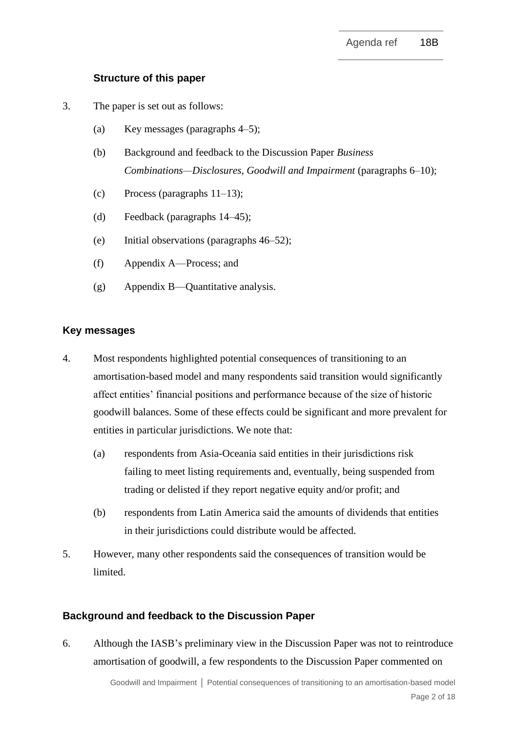## Structure of this paper

3. The paper is set out as follows:

   (a) Key messages (paragraphs 4–5);

   (b) Background and feedback to the Discussion Paper *Business Combinations—Disclosures, Goodwill and Impairment* (paragraphs 6–10);

   (c) Process (paragraphs 11–13);

   (d) Feedback (paragraphs 14–45);

   (e) Initial observations (paragraphs 46–52);

   (f) Appendix A—Process; and

   (g) Appendix B—Quantitative analysis.

## Key messages

4. Most respondents highlighted potential consequences of transitioning to an amortisation-based model and many respondents said transition would significantly affect entities' financial positions and performance because of the size of historic goodwill balances. Some of these effects could be significant and more prevalent for entities in particular jurisdictions. We note that:

   (a) respondents from Asia-Oceania said entities in their jurisdictions risk failing to meet listing requirements and, eventually, being suspended from trading or delisted if they report negative equity and/or profit; and

   (b) respondents from Latin America said the amounts of dividends that entities in their jurisdictions could distribute would be affected.

5. However, many other respondents said the consequences of transition would be limited.

## Background and feedback to the Discussion Paper

6. Although the IASB's preliminary view in the Discussion Paper was not to reintroduce amortisation of goodwill, a few respondents to the Discussion Paper commented on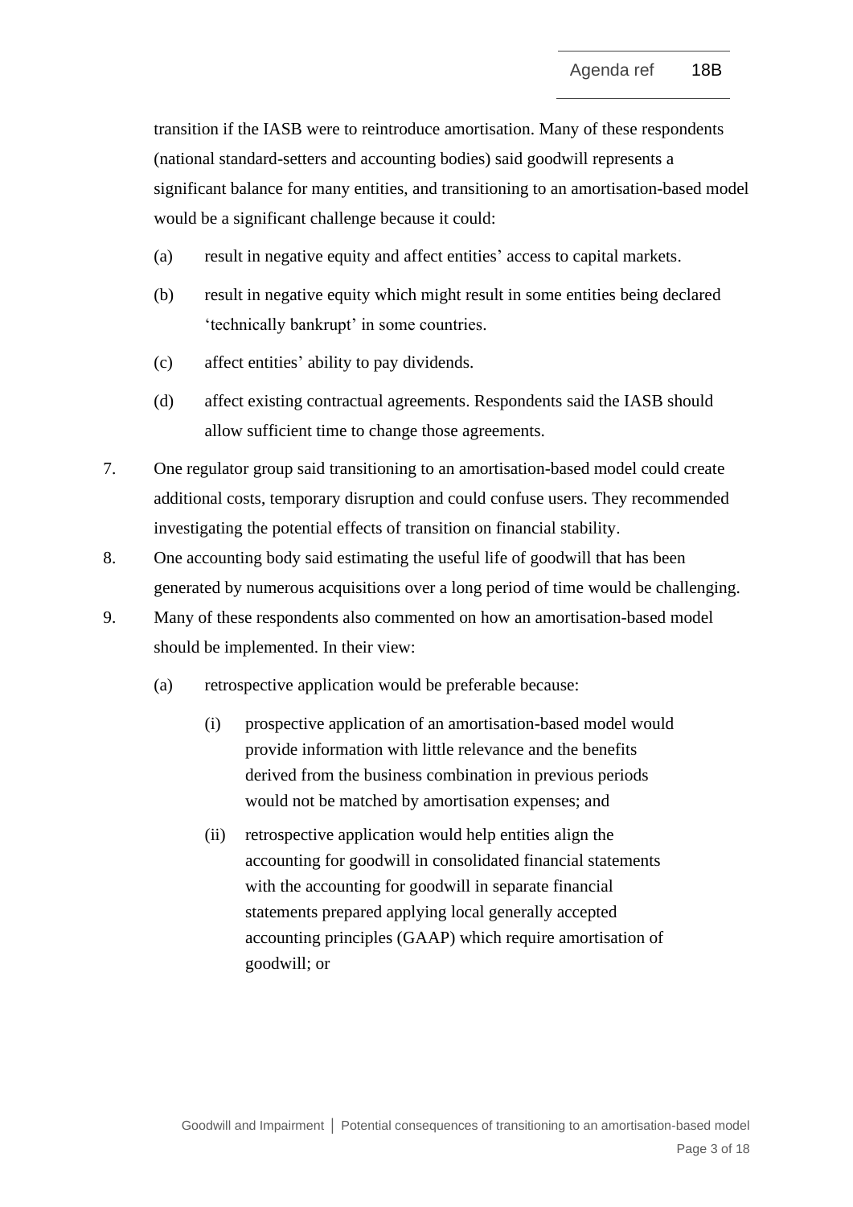transition if the IASB were to reintroduce amortisation. Many of these respondents (national standard-setters and accounting bodies) said goodwill represents a significant balance for many entities, and transitioning to an amortisation-based model would be a significant challenge because it could:

(a) result in negative equity and affect entities' access to capital markets.

(b) result in negative equity which might result in some entities being declared 'technically bankrupt' in some countries.

(c) affect entities' ability to pay dividends.

(d) affect existing contractual agreements. Respondents said the IASB should allow sufficient time to change those agreements.

7. One regulator group said transitioning to an amortisation-based model could create additional costs, temporary disruption and could confuse users. They recommended investigating the potential effects of transition on financial stability.

8. One accounting body said estimating the useful life of goodwill that has been generated by numerous acquisitions over a long period of time would be challenging.

9. Many of these respondents also commented on how an amortisation-based model should be implemented. In their view:

(a) retrospective application would be preferable because:

(i) prospective application of an amortisation-based model would provide information with little relevance and the benefits derived from the business combination in previous periods would not be matched by amortisation expenses; and

(ii) retrospective application would help entities align the accounting for goodwill in consolidated financial statements with the accounting for goodwill in separate financial statements prepared applying local generally accepted accounting principles (GAAP) which require amortisation of goodwill; or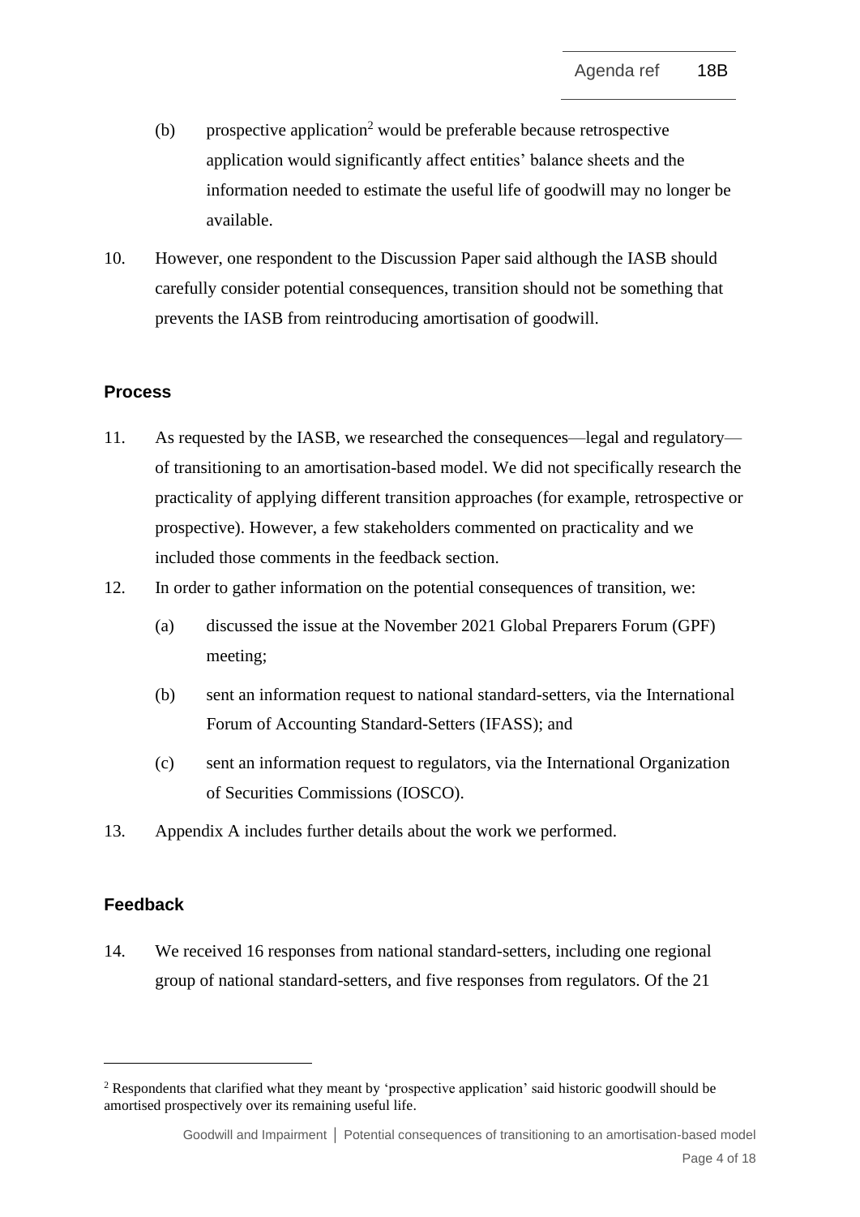(b) prospective application[2] would be preferable because retrospective application would significantly affect entities' balance sheets and the information needed to estimate the useful life of goodwill may no longer be available.

10. However, one respondent to the Discussion Paper said although the IASB should carefully consider potential consequences, transition should not be something that prevents the IASB from reintroducing amortisation of goodwill.

## Process

11. As requested by the IASB, we researched the consequences—legal and regulatory—of transitioning to an amortisation-based model. We did not specifically research the practicality of applying different transition approaches (for example, retrospective or prospective). However, a few stakeholders commented on practicality and we included those comments in the feedback section.

12. In order to gather information on the potential consequences of transition, we:

    (a) discussed the issue at the November 2021 Global Preparers Forum (GPF) meeting;

    (b) sent an information request to national standard-setters, via the International Forum of Accounting Standard-Setters (IFASS); and

    (c) sent an information request to regulators, via the International Organization of Securities Commissions (IOSCO).

13. Appendix A includes further details about the work we performed.

## Feedback

14. We received 16 responses from national standard-setters, including one regional group of national standard-setters, and five responses from regulators. Of the 21

---

[2] Respondents that clarified what they meant by 'prospective application' said historic goodwill should be amortised prospectively over its remaining useful life.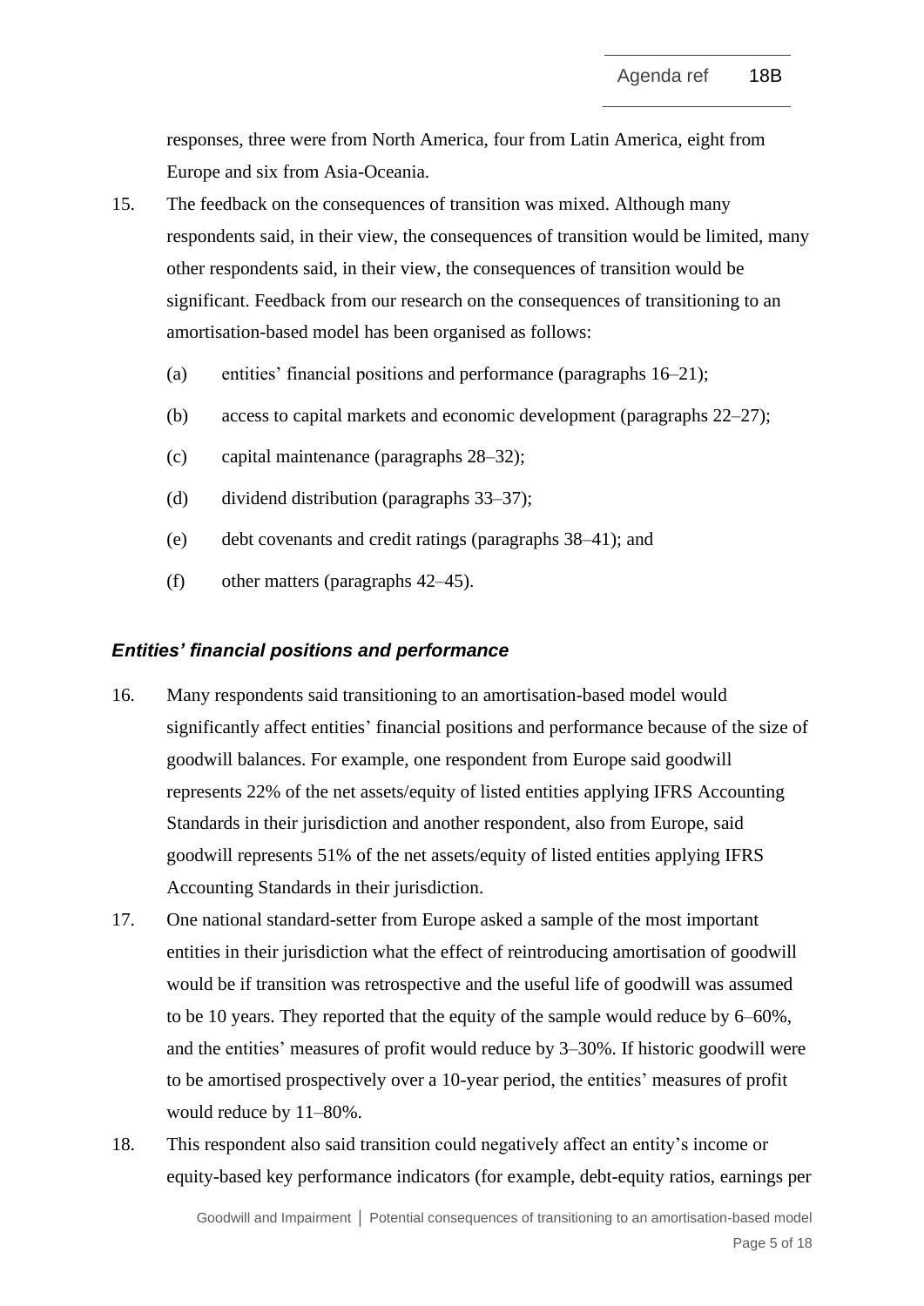responses, three were from North America, four from Latin America, eight from Europe and six from Asia-Oceania.

15. The feedback on the consequences of transition was mixed. Although many respondents said, in their view, the consequences of transition would be limited, many other respondents said, in their view, the consequences of transition would be significant. Feedback from our research on the consequences of transitioning to an amortisation-based model has been organised as follows:

    (a) entities' financial positions and performance (paragraphs 16–21);

    (b) access to capital markets and economic development (paragraphs 22–27);

    (c) capital maintenance (paragraphs 28–32);

    (d) dividend distribution (paragraphs 33–37);

    (e) debt covenants and credit ratings (paragraphs 38–41); and

    (f) other matters (paragraphs 42–45).

### *Entities' financial positions and performance*

16. Many respondents said transitioning to an amortisation-based model would significantly affect entities' financial positions and performance because of the size of goodwill balances. For example, one respondent from Europe said goodwill represents 22% of the net assets/equity of listed entities applying IFRS Accounting Standards in their jurisdiction and another respondent, also from Europe, said goodwill represents 51% of the net assets/equity of listed entities applying IFRS Accounting Standards in their jurisdiction.

17. One national standard-setter from Europe asked a sample of the most important entities in their jurisdiction what the effect of reintroducing amortisation of goodwill would be if transition was retrospective and the useful life of goodwill was assumed to be 10 years. They reported that the equity of the sample would reduce by 6–60%, and the entities' measures of profit would reduce by 3–30%. If historic goodwill were to be amortised prospectively over a 10-year period, the entities' measures of profit would reduce by 11–80%.

18. This respondent also said transition could negatively affect an entity's income or equity-based key performance indicators (for example, debt-equity ratios, earnings per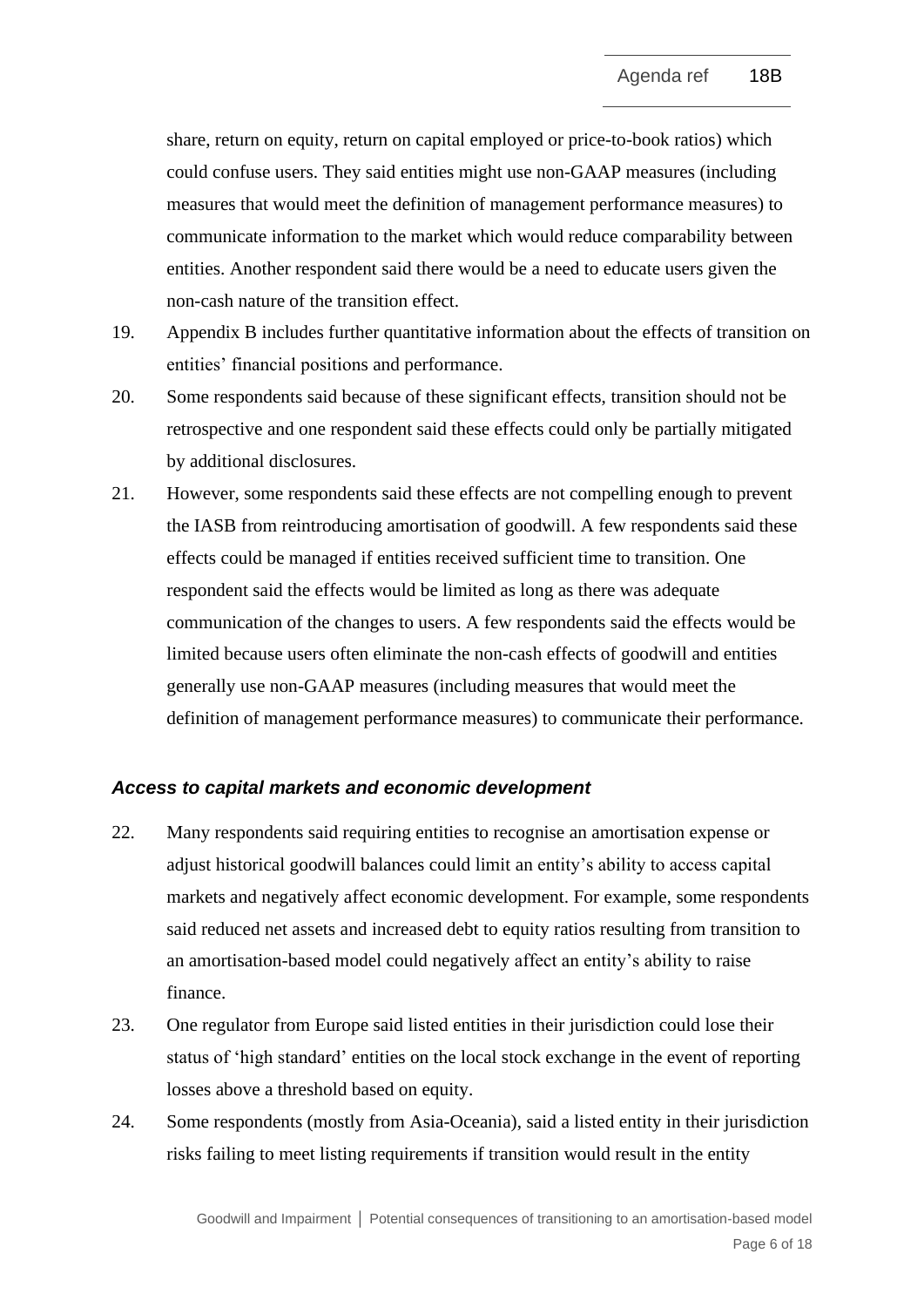share, return on equity, return on capital employed or price-to-book ratios) which could confuse users. They said entities might use non-GAAP measures (including measures that would meet the definition of management performance measures) to communicate information to the market which would reduce comparability between entities. Another respondent said there would be a need to educate users given the non-cash nature of the transition effect.

19. Appendix B includes further quantitative information about the effects of transition on entities' financial positions and performance.

20. Some respondents said because of these significant effects, transition should not be retrospective and one respondent said these effects could only be partially mitigated by additional disclosures.

21. However, some respondents said these effects are not compelling enough to prevent the IASB from reintroducing amortisation of goodwill. A few respondents said these effects could be managed if entities received sufficient time to transition. One respondent said the effects would be limited as long as there was adequate communication of the changes to users. A few respondents said the effects would be limited because users often eliminate the non-cash effects of goodwill and entities generally use non-GAAP measures (including measures that would meet the definition of management performance measures) to communicate their performance.

### *Access to capital markets and economic development*

22. Many respondents said requiring entities to recognise an amortisation expense or adjust historical goodwill balances could limit an entity's ability to access capital markets and negatively affect economic development. For example, some respondents said reduced net assets and increased debt to equity ratios resulting from transition to an amortisation-based model could negatively affect an entity's ability to raise finance.

23. One regulator from Europe said listed entities in their jurisdiction could lose their status of 'high standard' entities on the local stock exchange in the event of reporting losses above a threshold based on equity.

24. Some respondents (mostly from Asia-Oceania), said a listed entity in their jurisdiction risks failing to meet listing requirements if transition would result in the entity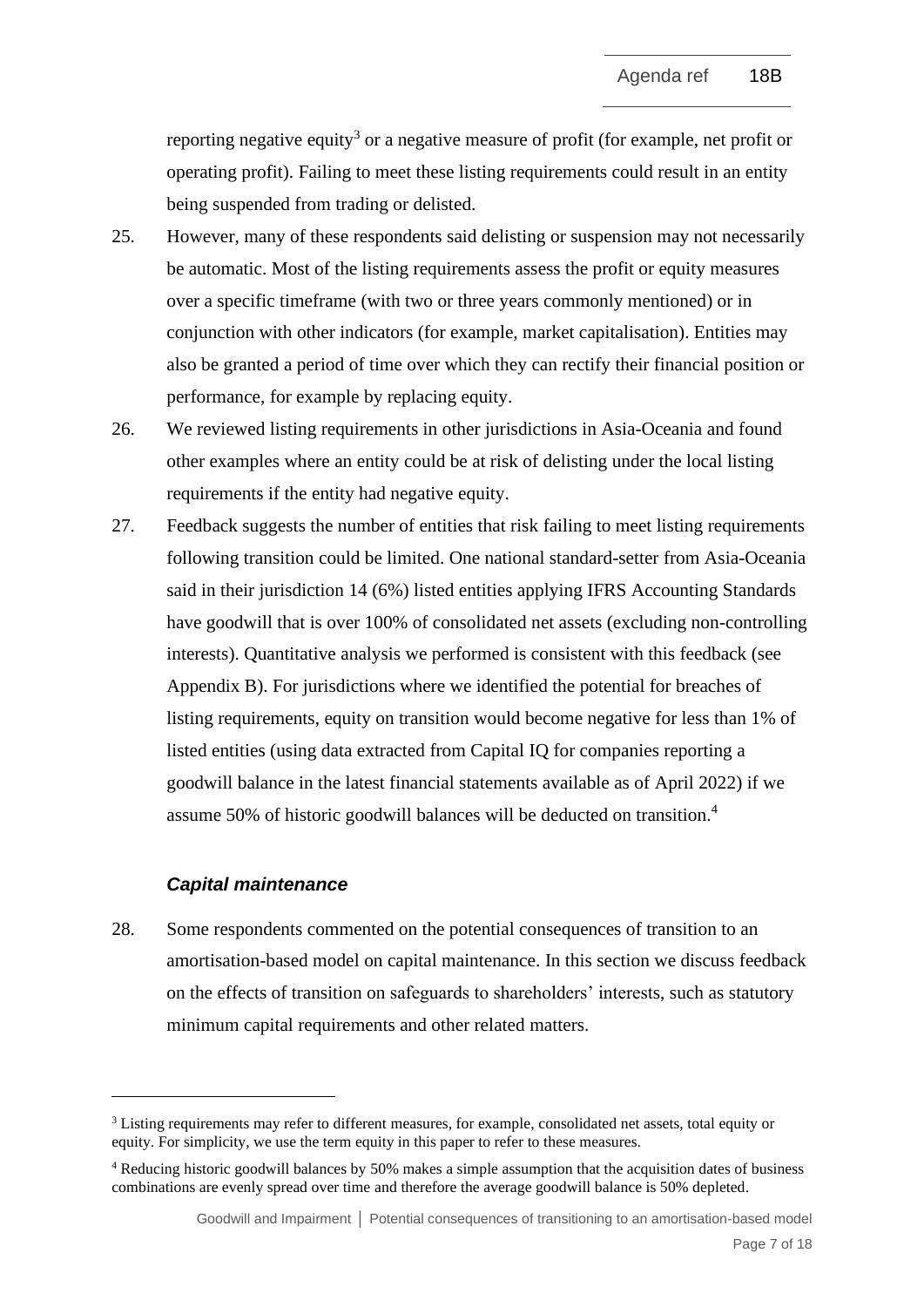reporting negative equity[3] or a negative measure of profit (for example, net profit or operating profit). Failing to meet these listing requirements could result in an entity being suspended from trading or delisted.

25. However, many of these respondents said delisting or suspension may not necessarily be automatic. Most of the listing requirements assess the profit or equity measures over a specific timeframe (with two or three years commonly mentioned) or in conjunction with other indicators (for example, market capitalisation). Entities may also be granted a period of time over which they can rectify their financial position or performance, for example by replacing equity.

26. We reviewed listing requirements in other jurisdictions in Asia-Oceania and found other examples where an entity could be at risk of delisting under the local listing requirements if the entity had negative equity.

27. Feedback suggests the number of entities that risk failing to meet listing requirements following transition could be limited. One national standard-setter from Asia-Oceania said in their jurisdiction 14 (6%) listed entities applying IFRS Accounting Standards have goodwill that is over 100% of consolidated net assets (excluding non-controlling interests). Quantitative analysis we performed is consistent with this feedback (see Appendix B). For jurisdictions where we identified the potential for breaches of listing requirements, equity on transition would become negative for less than 1% of listed entities (using data extracted from Capital IQ for companies reporting a goodwill balance in the latest financial statements available as of April 2022) if we assume 50% of historic goodwill balances will be deducted on transition.[4]

### *Capital maintenance*

28. Some respondents commented on the potential consequences of transition to an amortisation-based model on capital maintenance. In this section we discuss feedback on the effects of transition on safeguards to shareholders' interests, such as statutory minimum capital requirements and other related matters.

---

[3] Listing requirements may refer to different measures, for example, consolidated net assets, total equity or equity. For simplicity, we use the term equity in this paper to refer to these measures.

[4] Reducing historic goodwill balances by 50% makes a simple assumption that the acquisition dates of business combinations are evenly spread over time and therefore the average goodwill balance is 50% depleted.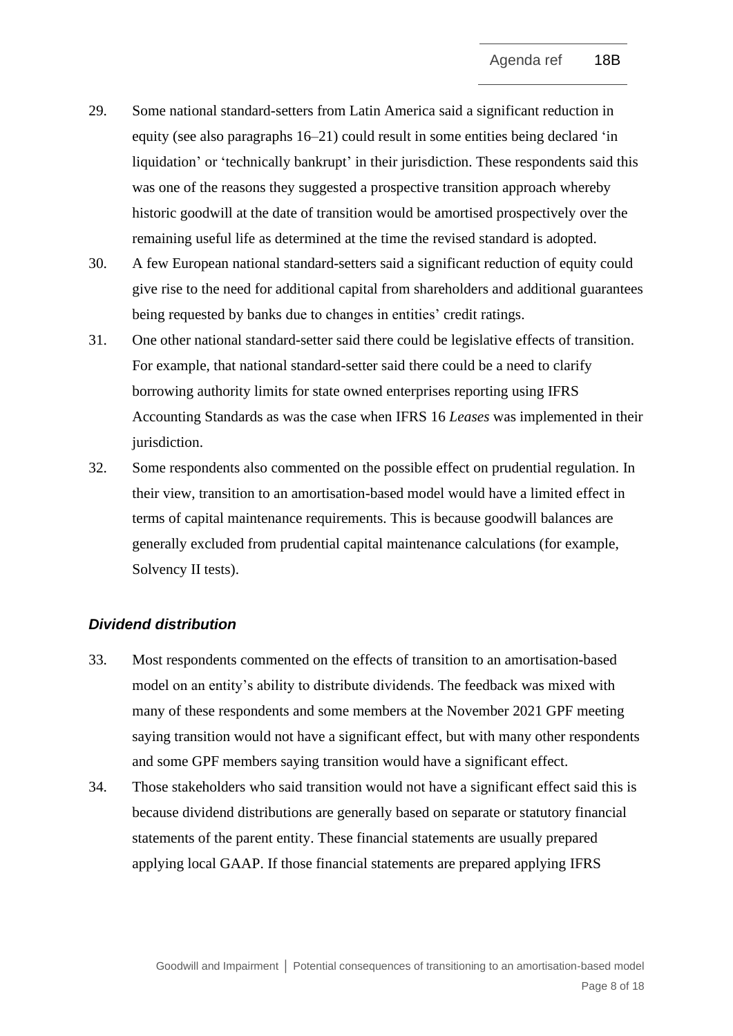29. Some national standard-setters from Latin America said a significant reduction in equity (see also paragraphs 16–21) could result in some entities being declared 'in liquidation' or 'technically bankrupt' in their jurisdiction. These respondents said this was one of the reasons they suggested a prospective transition approach whereby historic goodwill at the date of transition would be amortised prospectively over the remaining useful life as determined at the time the revised standard is adopted.

30. A few European national standard-setters said a significant reduction of equity could give rise to the need for additional capital from shareholders and additional guarantees being requested by banks due to changes in entities' credit ratings.

31. One other national standard-setter said there could be legislative effects of transition. For example, that national standard-setter said there could be a need to clarify borrowing authority limits for state owned enterprises reporting using IFRS Accounting Standards as was the case when IFRS 16 *Leases* was implemented in their jurisdiction.

32. Some respondents also commented on the possible effect on prudential regulation. In their view, transition to an amortisation-based model would have a limited effect in terms of capital maintenance requirements. This is because goodwill balances are generally excluded from prudential capital maintenance calculations (for example, Solvency II tests).

### *Dividend distribution*

33. Most respondents commented on the effects of transition to an amortisation-based model on an entity's ability to distribute dividends. The feedback was mixed with many of these respondents and some members at the November 2021 GPF meeting saying transition would not have a significant effect, but with many other respondents and some GPF members saying transition would have a significant effect.

34. Those stakeholders who said transition would not have a significant effect said this is because dividend distributions are generally based on separate or statutory financial statements of the parent entity. These financial statements are usually prepared applying local GAAP. If those financial statements are prepared applying IFRS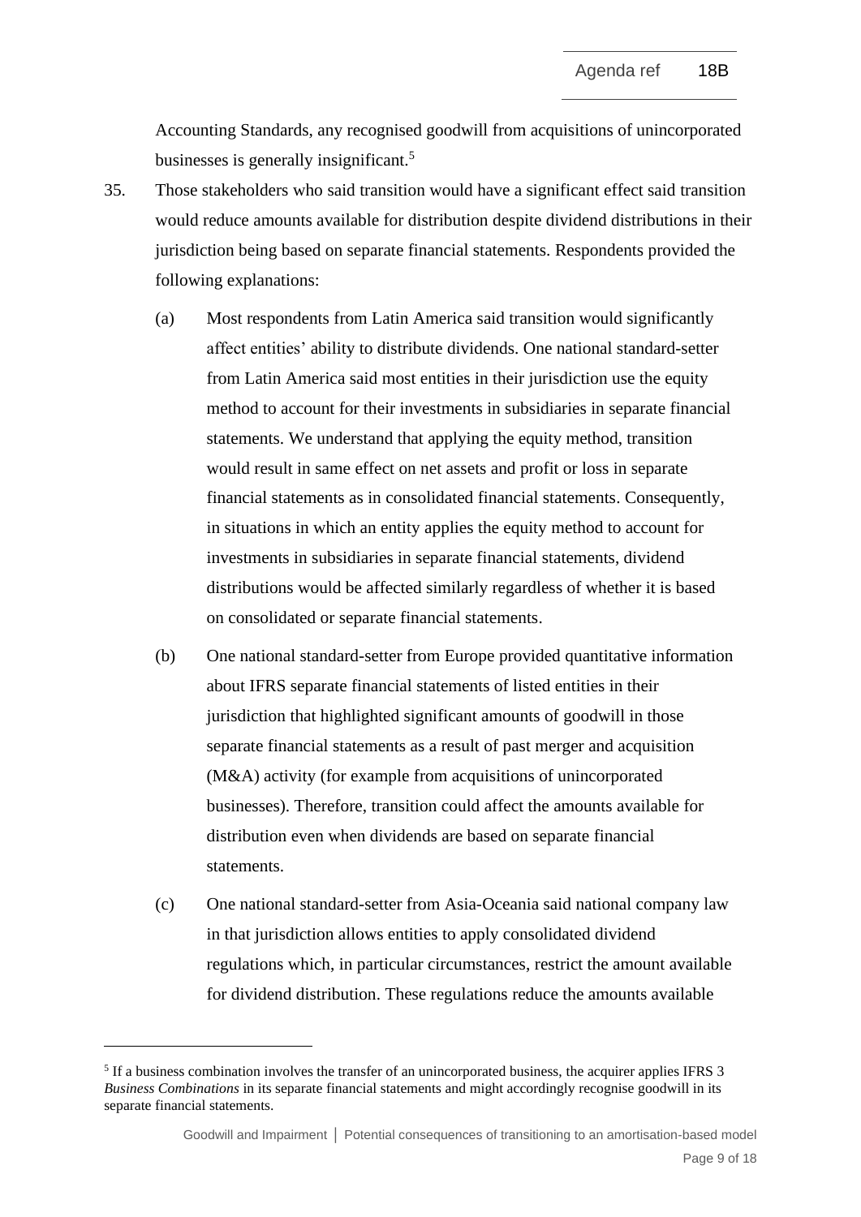Accounting Standards, any recognised goodwill from acquisitions of unincorporated businesses is generally insignificant.[5]

35. Those stakeholders who said transition would have a significant effect said transition would reduce amounts available for distribution despite dividend distributions in their jurisdiction being based on separate financial statements. Respondents provided the following explanations:

    (a) Most respondents from Latin America said transition would significantly affect entities' ability to distribute dividends. One national standard-setter from Latin America said most entities in their jurisdiction use the equity method to account for their investments in subsidiaries in separate financial statements. We understand that applying the equity method, transition would result in same effect on net assets and profit or loss in separate financial statements as in consolidated financial statements. Consequently, in situations in which an entity applies the equity method to account for investments in subsidiaries in separate financial statements, dividend distributions would be affected similarly regardless of whether it is based on consolidated or separate financial statements.

    (b) One national standard-setter from Europe provided quantitative information about IFRS separate financial statements of listed entities in their jurisdiction that highlighted significant amounts of goodwill in those separate financial statements as a result of past merger and acquisition (M&A) activity (for example from acquisitions of unincorporated businesses). Therefore, transition could affect the amounts available for distribution even when dividends are based on separate financial statements.

    (c) One national standard-setter from Asia-Oceania said national company law in that jurisdiction allows entities to apply consolidated dividend regulations which, in particular circumstances, restrict the amount available for dividend distribution. These regulations reduce the amounts available

---

[5] If a business combination involves the transfer of an unincorporated business, the acquirer applies IFRS 3 *Business Combinations* in its separate financial statements and might accordingly recognise goodwill in its separate financial statements.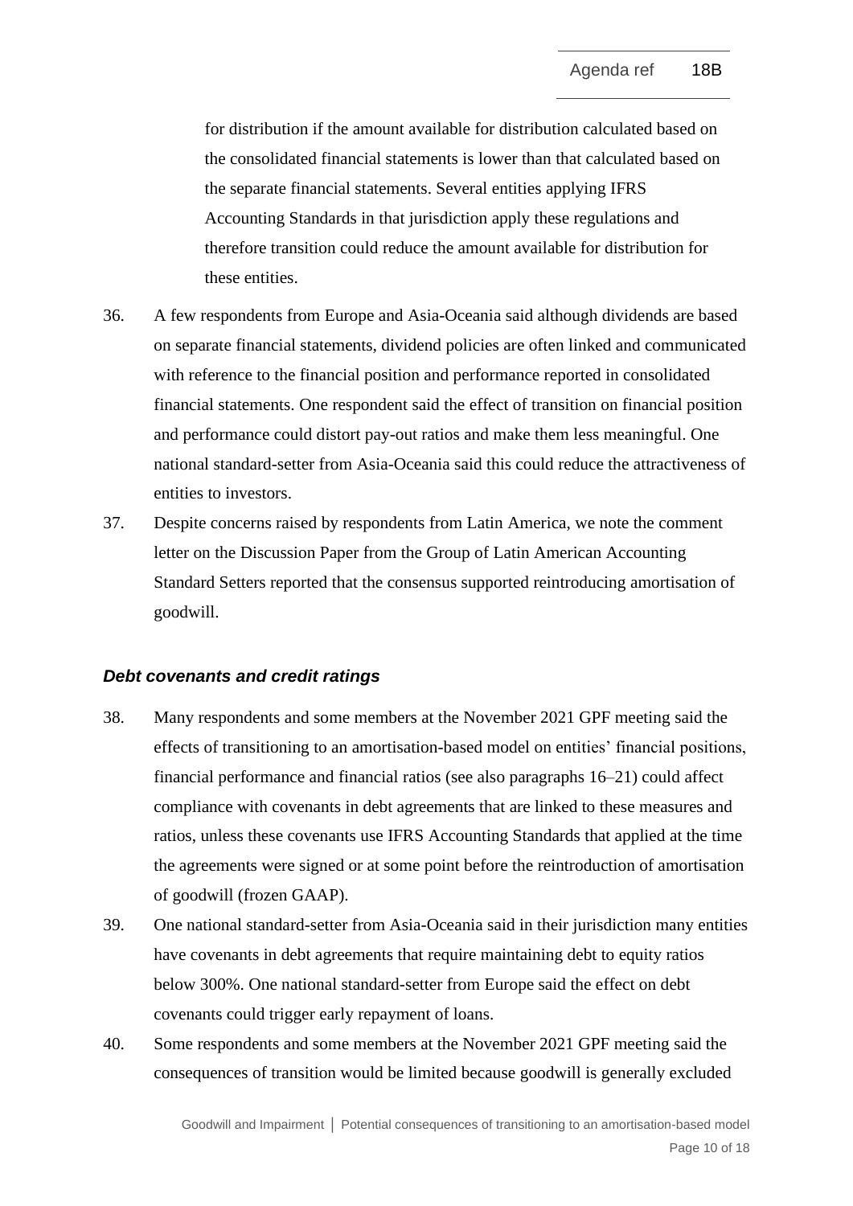for distribution if the amount available for distribution calculated based on the consolidated financial statements is lower than that calculated based on the separate financial statements. Several entities applying IFRS Accounting Standards in that jurisdiction apply these regulations and therefore transition could reduce the amount available for distribution for these entities.

36. A few respondents from Europe and Asia-Oceania said although dividends are based on separate financial statements, dividend policies are often linked and communicated with reference to the financial position and performance reported in consolidated financial statements. One respondent said the effect of transition on financial position and performance could distort pay-out ratios and make them less meaningful. One national standard-setter from Asia-Oceania said this could reduce the attractiveness of entities to investors.

37. Despite concerns raised by respondents from Latin America, we note the comment letter on the Discussion Paper from the Group of Latin American Accounting Standard Setters reported that the consensus supported reintroducing amortisation of goodwill.

### *Debt covenants and credit ratings*

38. Many respondents and some members at the November 2021 GPF meeting said the effects of transitioning to an amortisation-based model on entities' financial positions, financial performance and financial ratios (see also paragraphs 16–21) could affect compliance with covenants in debt agreements that are linked to these measures and ratios, unless these covenants use IFRS Accounting Standards that applied at the time the agreements were signed or at some point before the reintroduction of amortisation of goodwill (frozen GAAP).

39. One national standard-setter from Asia-Oceania said in their jurisdiction many entities have covenants in debt agreements that require maintaining debt to equity ratios below 300%. One national standard-setter from Europe said the effect on debt covenants could trigger early repayment of loans.

40. Some respondents and some members at the November 2021 GPF meeting said the consequences of transition would be limited because goodwill is generally excluded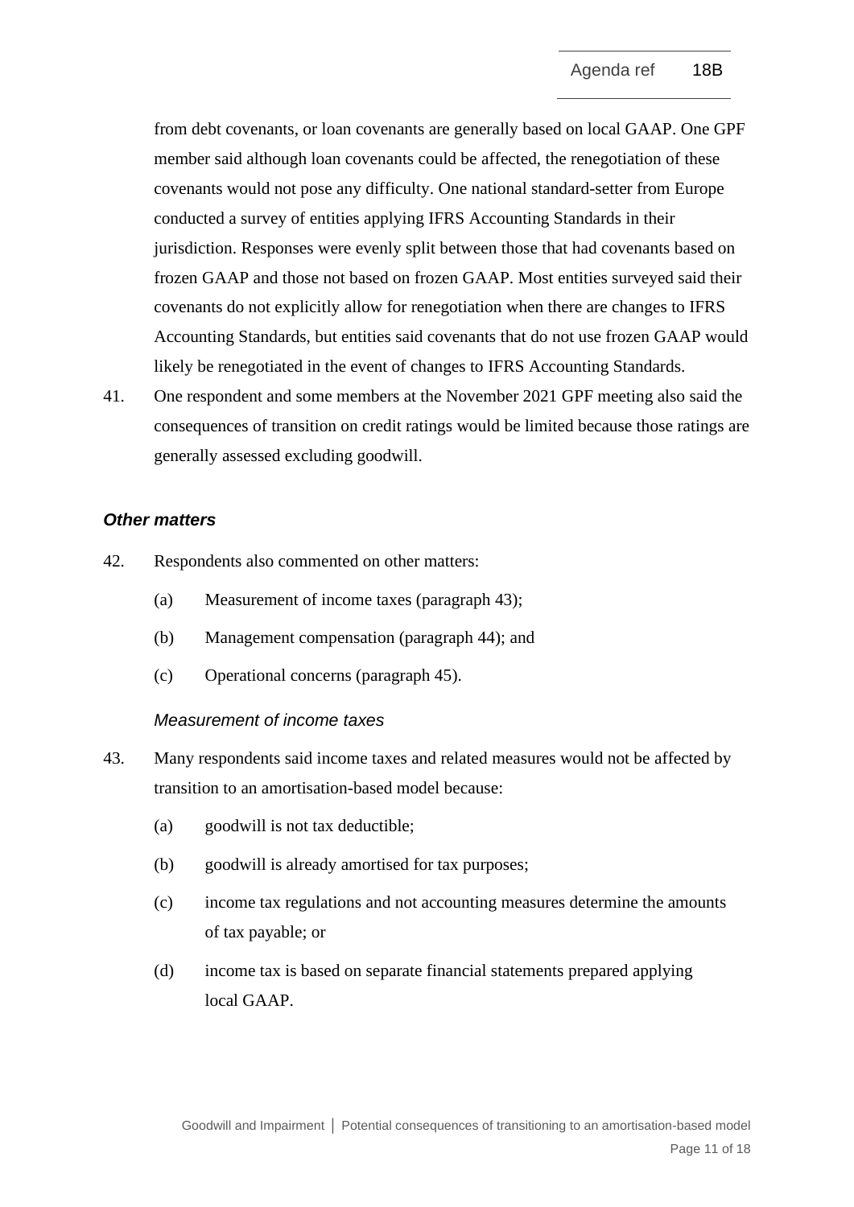from debt covenants, or loan covenants are generally based on local GAAP. One GPF member said although loan covenants could be affected, the renegotiation of these covenants would not pose any difficulty. One national standard-setter from Europe conducted a survey of entities applying IFRS Accounting Standards in their jurisdiction. Responses were evenly split between those that had covenants based on frozen GAAP and those not based on frozen GAAP. Most entities surveyed said their covenants do not explicitly allow for renegotiation when there are changes to IFRS Accounting Standards, but entities said covenants that do not use frozen GAAP would likely be renegotiated in the event of changes to IFRS Accounting Standards.

41. One respondent and some members at the November 2021 GPF meeting also said the consequences of transition on credit ratings would be limited because those ratings are generally assessed excluding goodwill.

### *Other matters*

42. Respondents also commented on other matters:

    (a) Measurement of income taxes (paragraph 43);

    (b) Management compensation (paragraph 44); and

    (c) Operational concerns (paragraph 45).

#### *Measurement of income taxes*

43. Many respondents said income taxes and related measures would not be affected by transition to an amortisation-based model because:

    (a) goodwill is not tax deductible;

    (b) goodwill is already amortised for tax purposes;

    (c) income tax regulations and not accounting measures determine the amounts of tax payable; or

    (d) income tax is based on separate financial statements prepared applying local GAAP.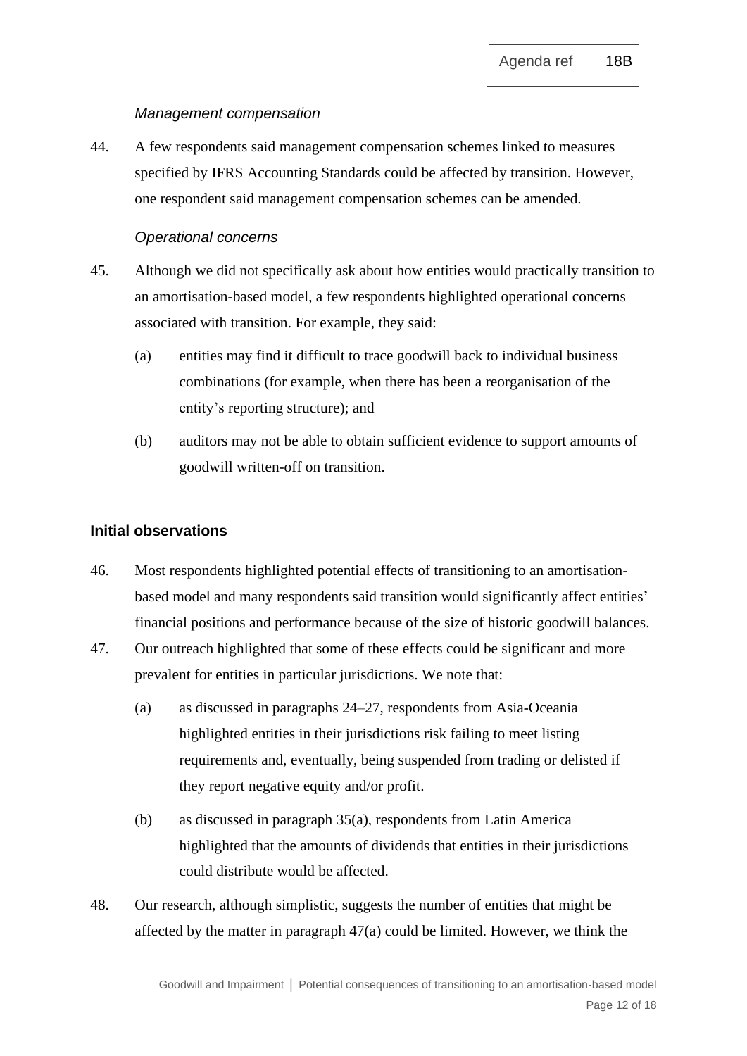*Management compensation*

44. A few respondents said management compensation schemes linked to measures specified by IFRS Accounting Standards could be affected by transition. However, one respondent said management compensation schemes can be amended.

*Operational concerns*

45. Although we did not specifically ask about how entities would practically transition to an amortisation-based model, a few respondents highlighted operational concerns associated with transition. For example, they said:

    (a) entities may find it difficult to trace goodwill back to individual business combinations (for example, when there has been a reorganisation of the entity's reporting structure); and

    (b) auditors may not be able to obtain sufficient evidence to support amounts of goodwill written-off on transition.

## Initial observations

46. Most respondents highlighted potential effects of transitioning to an amortisation-based model and many respondents said transition would significantly affect entities' financial positions and performance because of the size of historic goodwill balances.

47. Our outreach highlighted that some of these effects could be significant and more prevalent for entities in particular jurisdictions. We note that:

    (a) as discussed in paragraphs 24–27, respondents from Asia-Oceania highlighted entities in their jurisdictions risk failing to meet listing requirements and, eventually, being suspended from trading or delisted if they report negative equity and/or profit.

    (b) as discussed in paragraph 35(a), respondents from Latin America highlighted that the amounts of dividends that entities in their jurisdictions could distribute would be affected.

48. Our research, although simplistic, suggests the number of entities that might be affected by the matter in paragraph 47(a) could be limited. However, we think the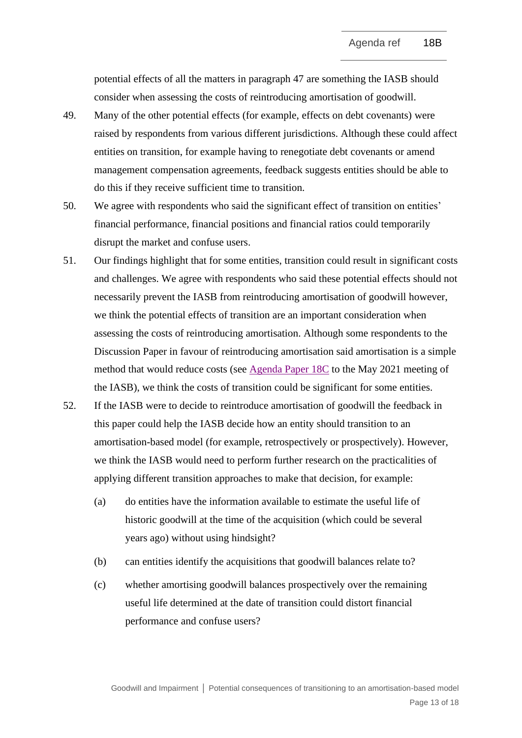potential effects of all the matters in paragraph 47 are something the IASB should consider when assessing the costs of reintroducing amortisation of goodwill.

49. Many of the other potential effects (for example, effects on debt covenants) were raised by respondents from various different jurisdictions. Although these could affect entities on transition, for example having to renegotiate debt covenants or amend management compensation agreements, feedback suggests entities should be able to do this if they receive sufficient time to transition.

50. We agree with respondents who said the significant effect of transition on entities' financial performance, financial positions and financial ratios could temporarily disrupt the market and confuse users.

51. Our findings highlight that for some entities, transition could result in significant costs and challenges. We agree with respondents who said these potential effects should not necessarily prevent the IASB from reintroducing amortisation of goodwill however, we think the potential effects of transition are an important consideration when assessing the costs of reintroducing amortisation. Although some respondents to the Discussion Paper in favour of reintroducing amortisation said amortisation is a simple method that would reduce costs (see Agenda Paper 18C to the May 2021 meeting of the IASB), we think the costs of transition could be significant for some entities.

52. If the IASB were to decide to reintroduce amortisation of goodwill the feedback in this paper could help the IASB decide how an entity should transition to an amortisation-based model (for example, retrospectively or prospectively). However, we think the IASB would need to perform further research on the practicalities of applying different transition approaches to make that decision, for example:

    (a) do entities have the information available to estimate the useful life of historic goodwill at the time of the acquisition (which could be several years ago) without using hindsight?

    (b) can entities identify the acquisitions that goodwill balances relate to?

    (c) whether amortising goodwill balances prospectively over the remaining useful life determined at the date of transition could distort financial performance and confuse users?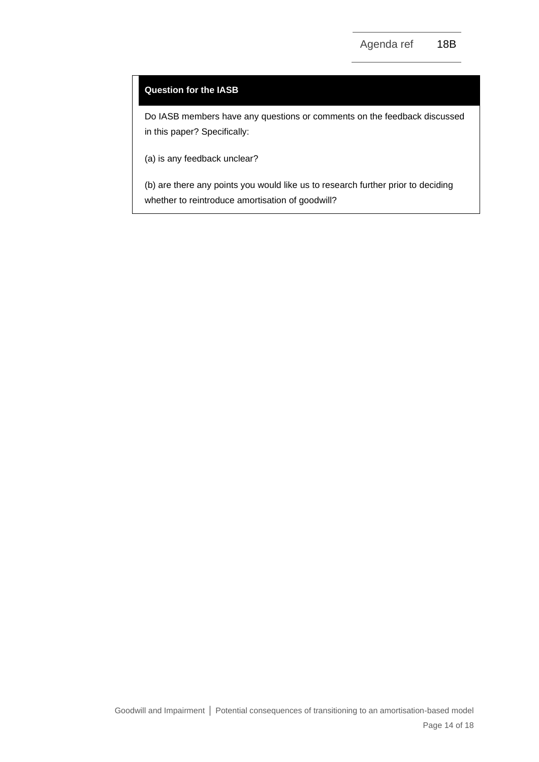**Question for the IASB**

Do IASB members have any questions or comments on the feedback discussed in this paper? Specifically:

(a) is any feedback unclear?

(b) are there any points you would like us to research further prior to deciding whether to reintroduce amortisation of goodwill?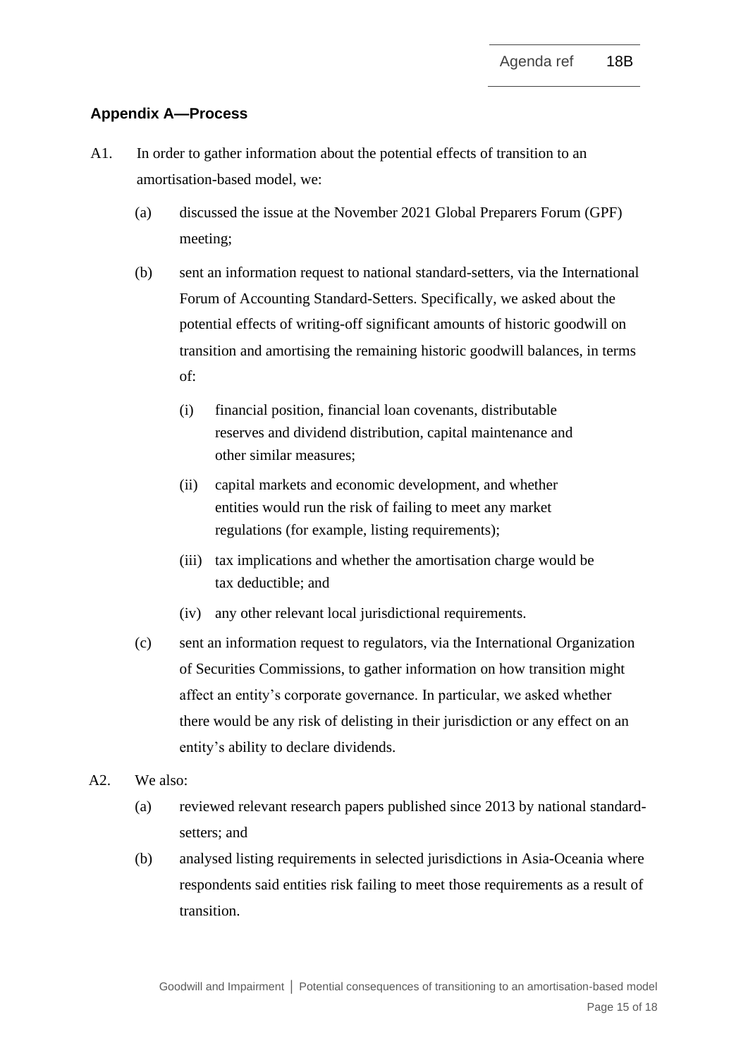## Appendix A—Process

A1. In order to gather information about the potential effects of transition to an amortisation-based model, we:

(a) discussed the issue at the November 2021 Global Preparers Forum (GPF) meeting;

(b) sent an information request to national standard-setters, via the International Forum of Accounting Standard-Setters. Specifically, we asked about the potential effects of writing-off significant amounts of historic goodwill on transition and amortising the remaining historic goodwill balances, in terms of:

(i) financial position, financial loan covenants, distributable reserves and dividend distribution, capital maintenance and other similar measures;

(ii) capital markets and economic development, and whether entities would run the risk of failing to meet any market regulations (for example, listing requirements);

(iii) tax implications and whether the amortisation charge would be tax deductible; and

(iv) any other relevant local jurisdictional requirements.

(c) sent an information request to regulators, via the International Organization of Securities Commissions, to gather information on how transition might affect an entity's corporate governance. In particular, we asked whether there would be any risk of delisting in their jurisdiction or any effect on an entity's ability to declare dividends.

A2. We also:

(a) reviewed relevant research papers published since 2013 by national standard-setters; and

(b) analysed listing requirements in selected jurisdictions in Asia-Oceania where respondents said entities risk failing to meet those requirements as a result of transition.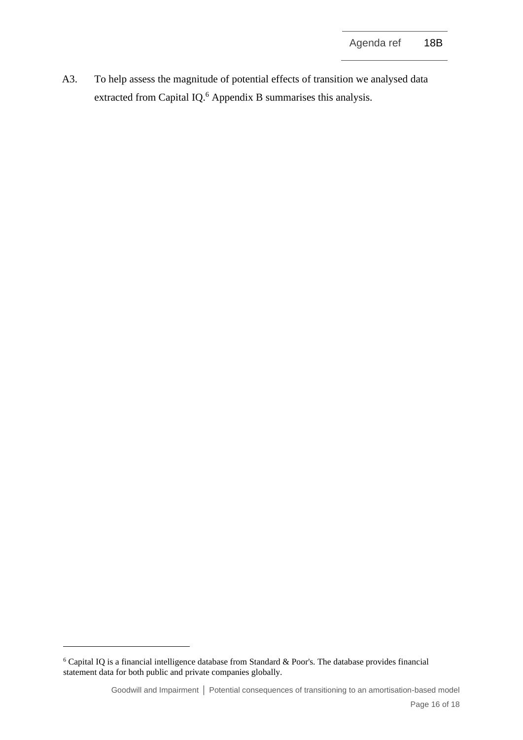A3. To help assess the magnitude of potential effects of transition we analysed data extracted from Capital IQ.[6] Appendix B summarises this analysis.

[6] Capital IQ is a financial intelligence database from Standard & Poor's. The database provides financial statement data for both public and private companies globally.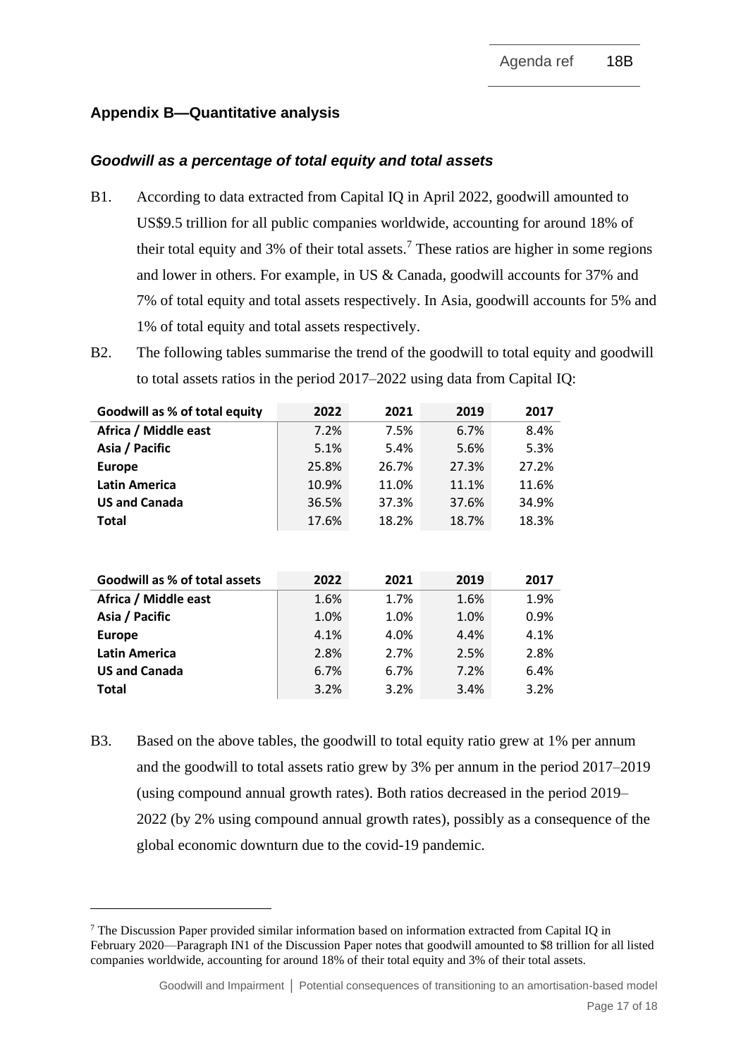## Appendix B—Quantitative analysis

### *Goodwill as a percentage of total equity and total assets*

B1. According to data extracted from Capital IQ in April 2022, goodwill amounted to US$9.5 trillion for all public companies worldwide, accounting for around 18% of their total equity and 3% of their total assets.[7] These ratios are higher in some regions and lower in others. For example, in US & Canada, goodwill accounts for 37% and 7% of total equity and total assets respectively. In Asia, goodwill accounts for 5% and 1% of total equity and total assets respectively.

B2. The following tables summarise the trend of the goodwill to total equity and goodwill to total assets ratios in the period 2017–2022 using data from Capital IQ:

| Goodwill as % of total equity | 2022 | 2021 | 2019 | 2017 |
|---|---|---|---|---|
| **Africa / Middle east** | 7.2% | 7.5% | 6.7% | 8.4% |
| **Asia / Pacific** | 5.1% | 5.4% | 5.6% | 5.3% |
| **Europe** | 25.8% | 26.7% | 27.3% | 27.2% |
| **Latin America** | 10.9% | 11.0% | 11.1% | 11.6% |
| **US and Canada** | 36.5% | 37.3% | 37.6% | 34.9% |
| **Total** | 17.6% | 18.2% | 18.7% | 18.3% |

| Goodwill as % of total assets | 2022 | 2021 | 2019 | 2017 |
|---|---|---|---|---|
| **Africa / Middle east** | 1.6% | 1.7% | 1.6% | 1.9% |
| **Asia / Pacific** | 1.0% | 1.0% | 1.0% | 0.9% |
| **Europe** | 4.1% | 4.0% | 4.4% | 4.1% |
| **Latin America** | 2.8% | 2.7% | 2.5% | 2.8% |
| **US and Canada** | 6.7% | 6.7% | 7.2% | 6.4% |
| **Total** | 3.2% | 3.2% | 3.4% | 3.2% |

B3. Based on the above tables, the goodwill to total equity ratio grew at 1% per annum and the goodwill to total assets ratio grew by 3% per annum in the period 2017–2019 (using compound annual growth rates). Both ratios decreased in the period 2019–2022 (by 2% using compound annual growth rates), possibly as a consequence of the global economic downturn due to the covid-19 pandemic.

---

[7] The Discussion Paper provided similar information based on information extracted from Capital IQ in February 2020—Paragraph IN1 of the Discussion Paper notes that goodwill amounted to $8 trillion for all listed companies worldwide, accounting for around 18% of their total equity and 3% of their total assets.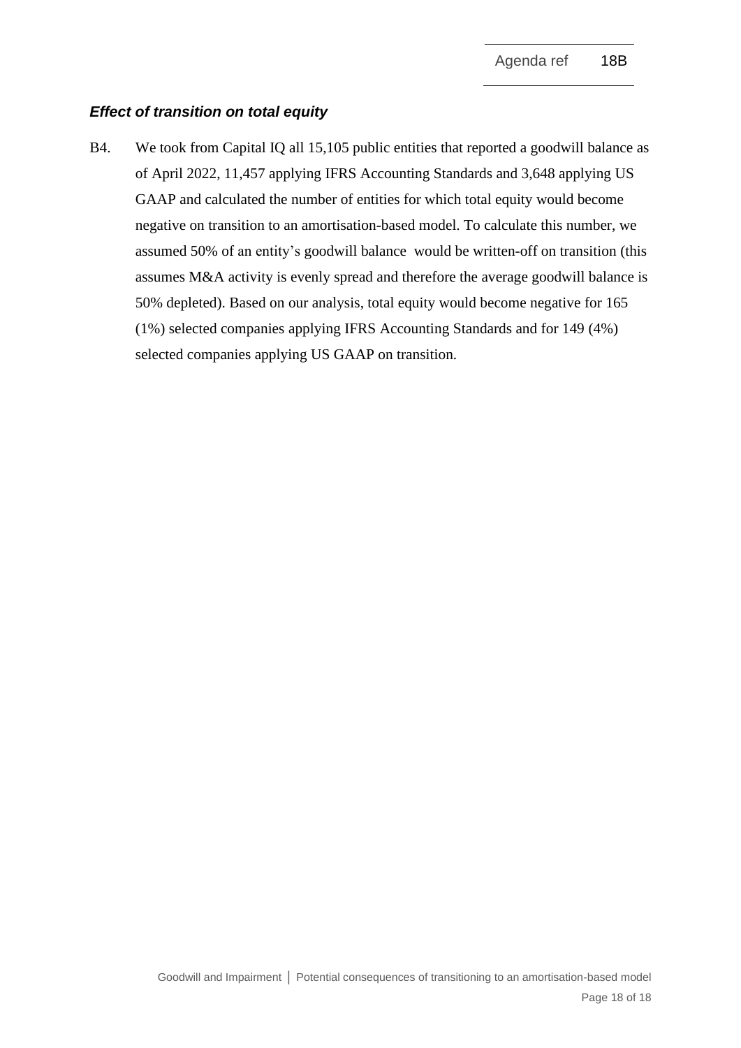### *Effect of transition on total equity*

B4. We took from Capital IQ all 15,105 public entities that reported a goodwill balance as of April 2022, 11,457 applying IFRS Accounting Standards and 3,648 applying US GAAP and calculated the number of entities for which total equity would become negative on transition to an amortisation-based model. To calculate this number, we assumed 50% of an entity's goodwill balance would be written-off on transition (this assumes M&A activity is evenly spread and therefore the average goodwill balance is 50% depleted). Based on our analysis, total equity would become negative for 165 (1%) selected companies applying IFRS Accounting Standards and for 149 (4%) selected companies applying US GAAP on transition.